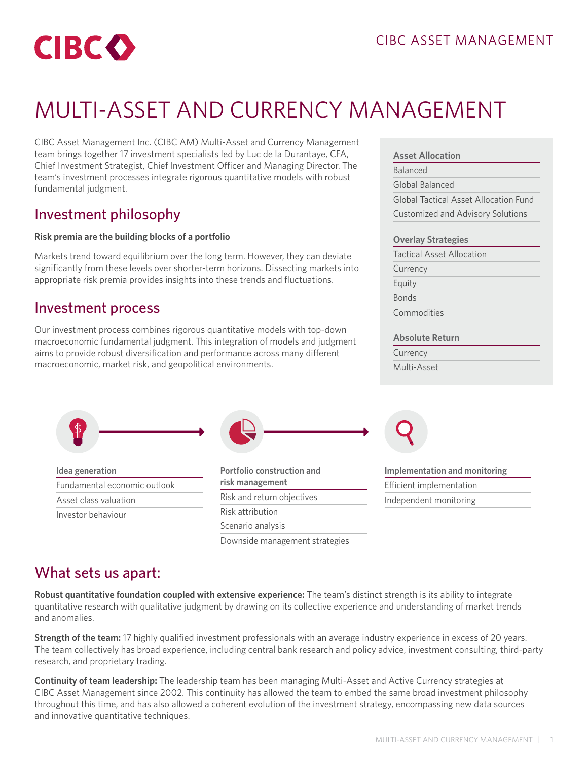# MULTI-ASSET AND CURRENCY MANAGEMENT

CIBC Asset Management Inc. (CIBC AM) Multi-Asset and Currency Management team brings together 17 investment specialists led by Luc de la Durantaye, CFA, Chief Investment Strategist, Chief Investment Officer and Managing Director. The team's investment processes integrate rigorous quantitative models with robust fundamental judgment.

## Investment philosophy

**Risk premia are the building blocks of a portfolio**

Markets trend toward equilibrium over the long term. However, they can deviate significantly from these levels over shorter-term horizons. Dissecting markets into appropriate risk premia provides insights into these trends and fluctuations.

## Investment process

Our investment process combines rigorous quantitative models with top-down macroeconomic fundamental judgment. This integration of models and judgment aims to provide robust diversification and performance across many different macroeconomic, market risk, and geopolitical environments.

**Asset Allocation**
- Balanced
- Global Balanced
- Global Tactical Asset Allocation Fund
- Customized and Advisory Solutions

**Overlay Strategies**
- Tactical Asset Allocation
- Currency
- Equity
- Bonds
- Commodities

**Absolute Return**
- Currency
- Multi-Asset

**Idea generation**
- Fundamental economic outlook
- Asset class valuation
- Investor behaviour

**Portfolio construction and risk management**
- Risk and return objectives
- Risk attribution
- Scenario analysis
- Downside management strategies

**Implementation and monitoring**
- Efficient implementation
- Independent monitoring

## What sets us apart:

**Robust quantitative foundation coupled with extensive experience:** The team's distinct strength is its ability to integrate quantitative research with qualitative judgment by drawing on its collective experience and understanding of market trends and anomalies.

**Strength of the team:** 17 highly qualified investment professionals with an average industry experience in excess of 20 years. The team collectively has broad experience, including central bank research and policy advice, investment consulting, third-party research, and proprietary trading.

**Continuity of team leadership:** The leadership team has been managing Multi-Asset and Active Currency strategies at CIBC Asset Management since 2002. This continuity has allowed the team to embed the same broad investment philosophy throughout this time, and has also allowed a coherent evolution of the investment strategy, encompassing new data sources and innovative quantitative techniques.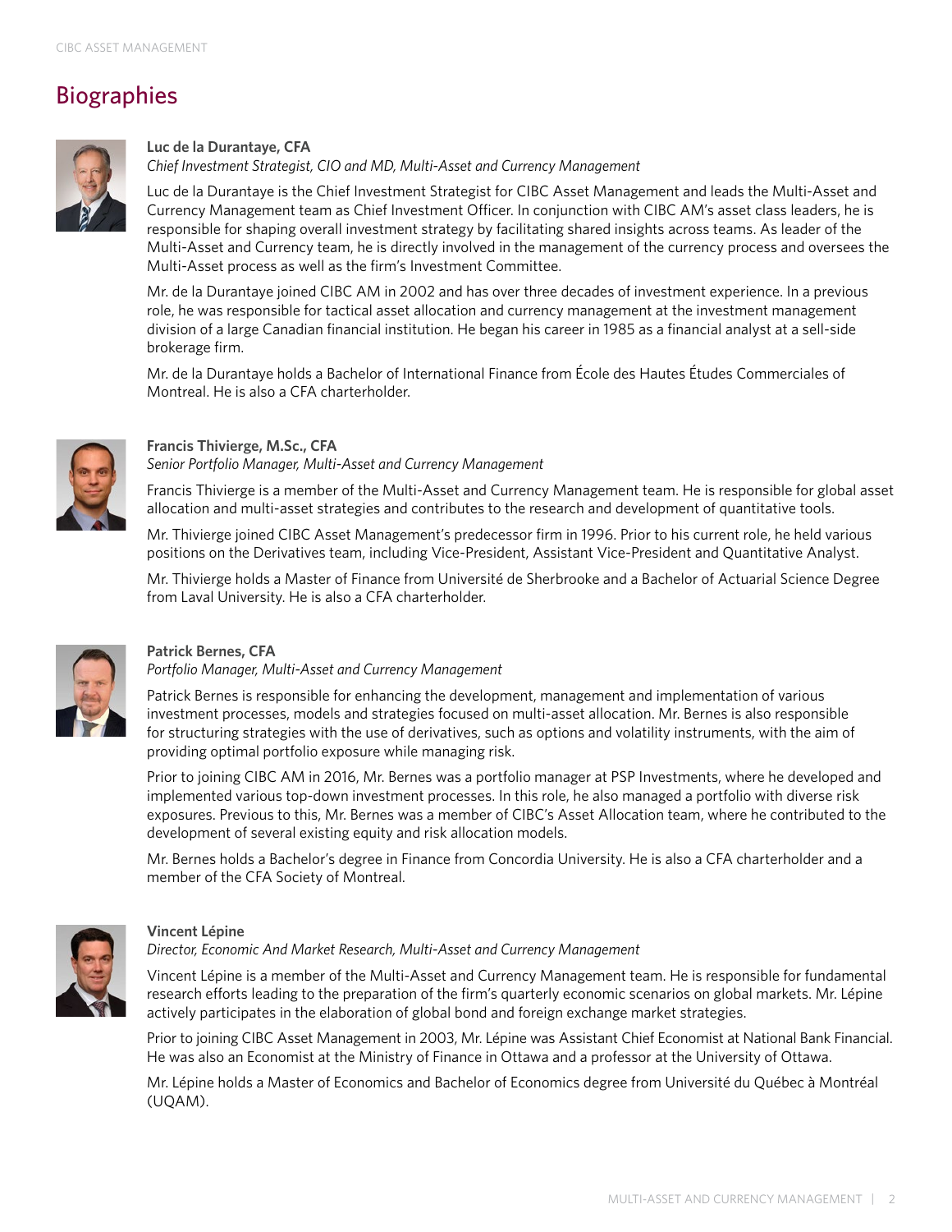# Biographies

**Luc de la Durantaye, CFA**

*Chief Investment Strategist, CIO and MD, Multi-Asset and Currency Management*

Luc de la Durantaye is the Chief Investment Strategist for CIBC Asset Management and leads the Multi-Asset and Currency Management team as Chief Investment Officer. In conjunction with CIBC AM's asset class leaders, he is responsible for shaping overall investment strategy by facilitating shared insights across teams. As leader of the Multi-Asset and Currency team, he is directly involved in the management of the currency process and oversees the Multi-Asset process as well as the firm's Investment Committee.

Mr. de la Durantaye joined CIBC AM in 2002 and has over three decades of investment experience. In a previous role, he was responsible for tactical asset allocation and currency management at the investment management division of a large Canadian financial institution. He began his career in 1985 as a financial analyst at a sell-side brokerage firm.

Mr. de la Durantaye holds a Bachelor of International Finance from École des Hautes Études Commerciales of Montreal. He is also a CFA charterholder.

**Francis Thivierge, M.Sc., CFA**

*Senior Portfolio Manager, Multi-Asset and Currency Management*

Francis Thivierge is a member of the Multi-Asset and Currency Management team. He is responsible for global asset allocation and multi-asset strategies and contributes to the research and development of quantitative tools.

Mr. Thivierge joined CIBC Asset Management's predecessor firm in 1996. Prior to his current role, he held various positions on the Derivatives team, including Vice-President, Assistant Vice-President and Quantitative Analyst.

Mr. Thivierge holds a Master of Finance from Université de Sherbrooke and a Bachelor of Actuarial Science Degree from Laval University. He is also a CFA charterholder.

**Patrick Bernes, CFA**

*Portfolio Manager, Multi-Asset and Currency Management*

Patrick Bernes is responsible for enhancing the development, management and implementation of various investment processes, models and strategies focused on multi-asset allocation. Mr. Bernes is also responsible for structuring strategies with the use of derivatives, such as options and volatility instruments, with the aim of providing optimal portfolio exposure while managing risk.

Prior to joining CIBC AM in 2016, Mr. Bernes was a portfolio manager at PSP Investments, where he developed and implemented various top-down investment processes. In this role, he also managed a portfolio with diverse risk exposures. Previous to this, Mr. Bernes was a member of CIBC's Asset Allocation team, where he contributed to the development of several existing equity and risk allocation models.

Mr. Bernes holds a Bachelor's degree in Finance from Concordia University. He is also a CFA charterholder and a member of the CFA Society of Montreal.

**Vincent Lépine**

*Director, Economic And Market Research, Multi-Asset and Currency Management*

Vincent Lépine is a member of the Multi-Asset and Currency Management team. He is responsible for fundamental research efforts leading to the preparation of the firm's quarterly economic scenarios on global markets. Mr. Lépine actively participates in the elaboration of global bond and foreign exchange market strategies.

Prior to joining CIBC Asset Management in 2003, Mr. Lépine was Assistant Chief Economist at National Bank Financial. He was also an Economist at the Ministry of Finance in Ottawa and a professor at the University of Ottawa.

Mr. Lépine holds a Master of Economics and Bachelor of Economics degree from Université du Québec à Montréal (UQAM).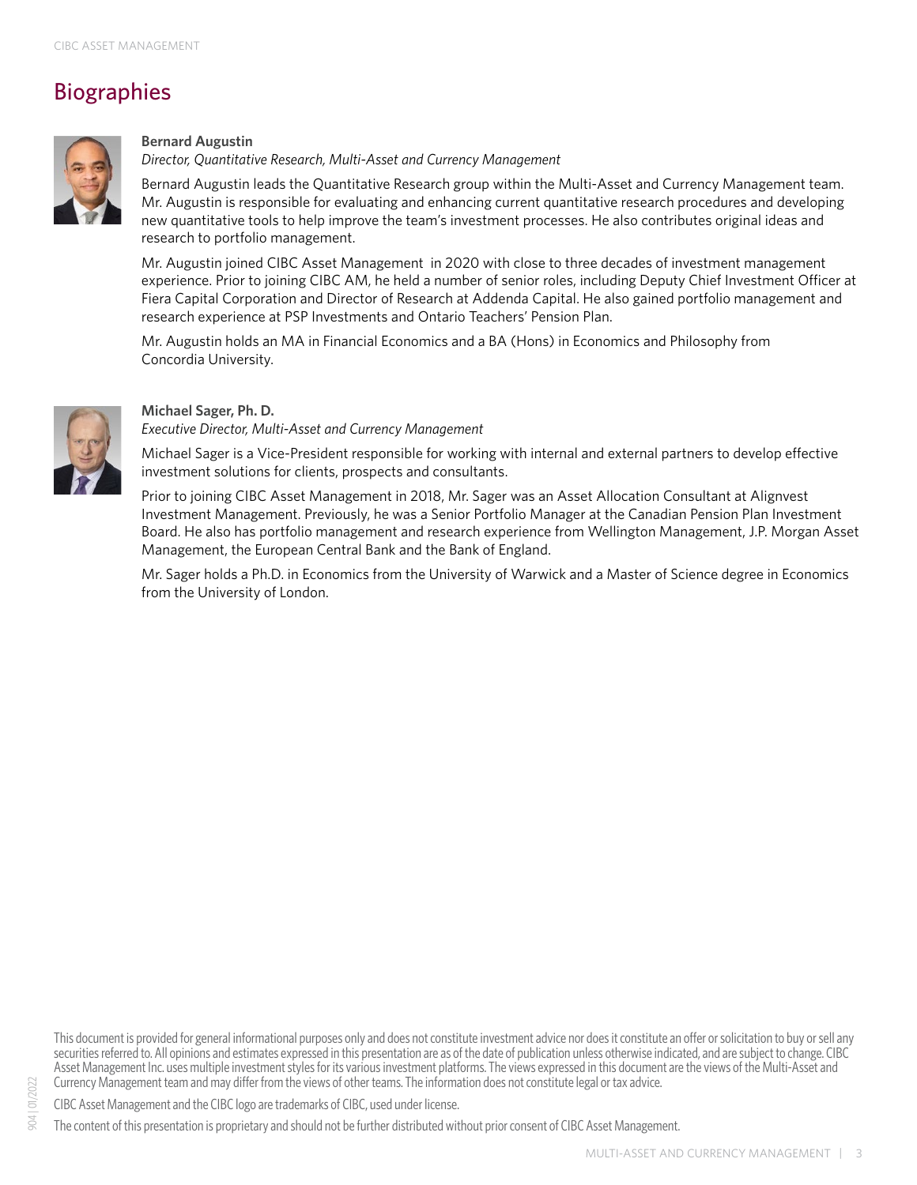# Biographies

**Bernard Augustin**

*Director, Quantitative Research, Multi-Asset and Currency Management*

Bernard Augustin leads the Quantitative Research group within the Multi-Asset and Currency Management team. Mr. Augustin is responsible for evaluating and enhancing current quantitative research procedures and developing new quantitative tools to help improve the team's investment processes. He also contributes original ideas and research to portfolio management.

Mr. Augustin joined CIBC Asset Management in 2020 with close to three decades of investment management experience. Prior to joining CIBC AM, he held a number of senior roles, including Deputy Chief Investment Officer at Fiera Capital Corporation and Director of Research at Addenda Capital. He also gained portfolio management and research experience at PSP Investments and Ontario Teachers' Pension Plan.

Mr. Augustin holds an MA in Financial Economics and a BA (Hons) in Economics and Philosophy from Concordia University.

**Michael Sager, Ph. D.**

*Executive Director, Multi-Asset and Currency Management*

Michael Sager is a Vice-President responsible for working with internal and external partners to develop effective investment solutions for clients, prospects and consultants.

Prior to joining CIBC Asset Management in 2018, Mr. Sager was an Asset Allocation Consultant at Alignvest Investment Management. Previously, he was a Senior Portfolio Manager at the Canadian Pension Plan Investment Board. He also has portfolio management and research experience from Wellington Management, J.P. Morgan Asset Management, the European Central Bank and the Bank of England.

Mr. Sager holds a Ph.D. in Economics from the University of Warwick and a Master of Science degree in Economics from the University of London.

This document is provided for general informational purposes only and does not constitute investment advice nor does it constitute an offer or solicitation to buy or sell any securities referred to. All opinions and estimates expressed in this presentation are as of the date of publication unless otherwise indicated, and are subject to change. CIBC Asset Management Inc. uses multiple investment styles for its various investment platforms. The views expressed in this document are the views of the Multi-Asset and Currency Management team and may differ from the views of other teams. The information does not constitute legal or tax advice.

CIBC Asset Management and the CIBC logo are trademarks of CIBC, used under license.

The content of this presentation is proprietary and should not be further distributed without prior consent of CIBC Asset Management.

904 | 01/2022